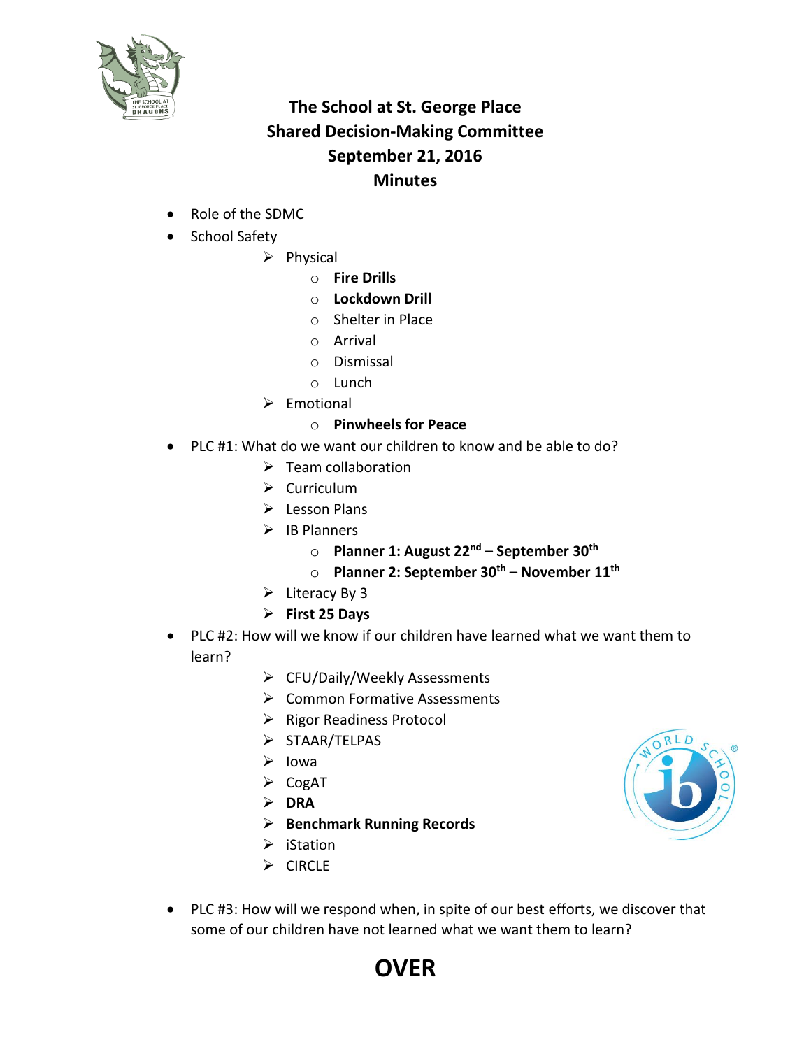# The School at St. George Place
## Shared Decision-Making Committee
## September 21, 2016
## Minutes

- Role of the SDMC
- School Safety
  - Physical
    - **Fire Drills**
    - **Lockdown Drill**
    - Shelter in Place
    - Arrival
    - Dismissal
    - Lunch
  - Emotional
    - **Pinwheels for Peace**
- PLC #1: What do we want our children to know and be able to do?
  - Team collaboration
  - Curriculum
  - Lesson Plans
  - IB Planners
    - **Planner 1: August 22nd – September 30th**
    - **Planner 2: September 30th – November 11th**
  - Literacy By 3
  - **First 25 Days**
- PLC #2: How will we know if our children have learned what we want them to learn?
  - CFU/Daily/Weekly Assessments
  - Common Formative Assessments
  - Rigor Readiness Protocol
  - STAAR/TELPAS
  - Iowa
  - CogAT
  - **DRA**
  - **Benchmark Running Records**
  - iStation
  - CIRCLE
- PLC #3: How will we respond when, in spite of our best efforts, we discover that some of our children have not learned what we want them to learn?

# OVER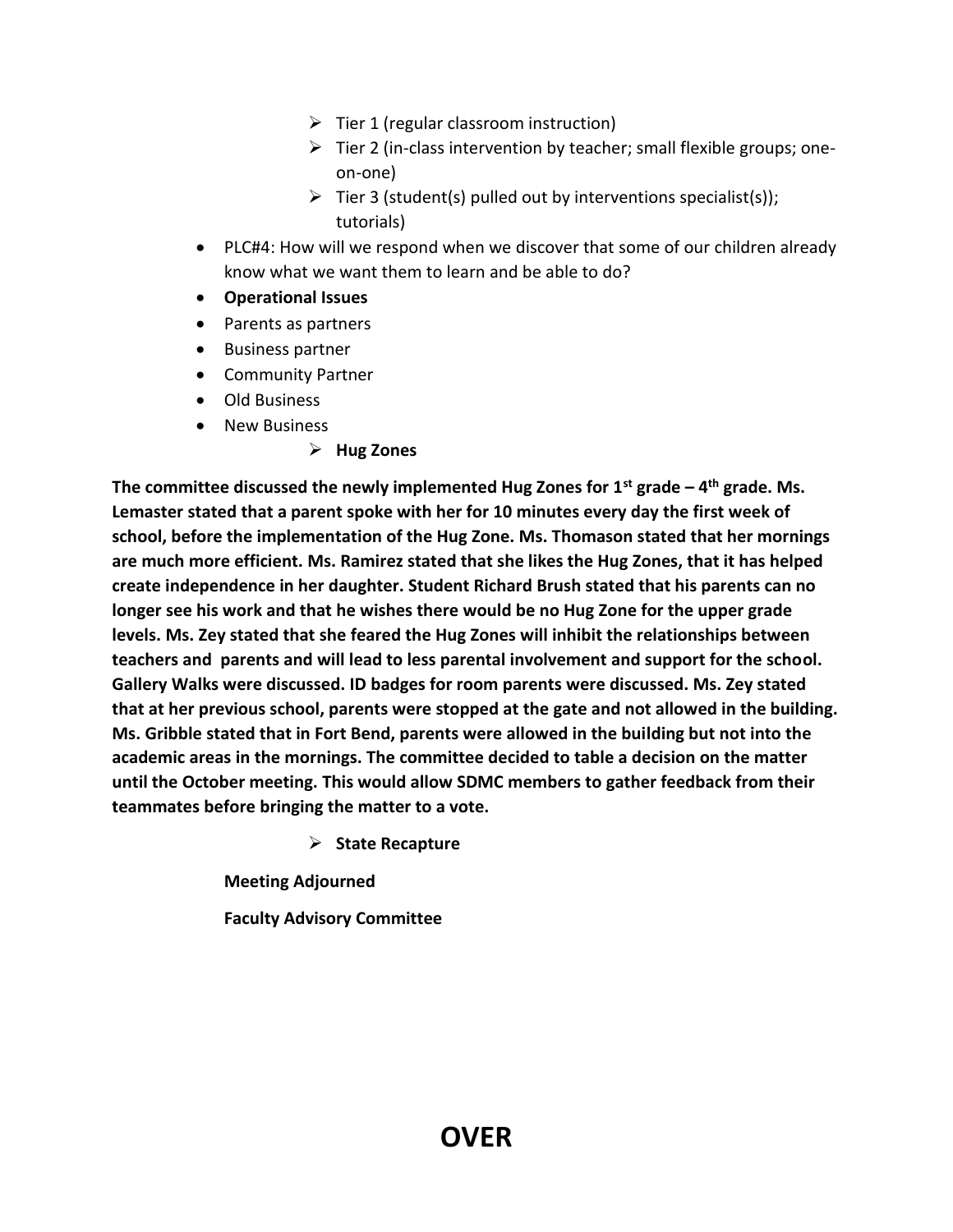- Tier 1 (regular classroom instruction)
- Tier 2 (in-class intervention by teacher; small flexible groups; one-on-one)
- Tier 3 (student(s) pulled out by interventions specialist(s)); tutorials)

- PLC#4: How will we respond when we discover that some of our children already know what we want them to learn and be able to do?
- **Operational Issues**
- Parents as partners
- Business partner
- Community Partner
- Old Business
- New Business
  - **Hug Zones**

**The committee discussed the newly implemented Hug Zones for 1st grade – 4th grade. Ms. Lemaster stated that a parent spoke with her for 10 minutes every day the first week of school, before the implementation of the Hug Zone. Ms. Thomason stated that her mornings are much more efficient. Ms. Ramirez stated that she likes the Hug Zones, that it has helped create independence in her daughter. Student Richard Brush stated that his parents can no longer see his work and that he wishes there would be no Hug Zone for the upper grade levels. Ms. Zey stated that she feared the Hug Zones will inhibit the relationships between teachers and parents and will lead to less parental involvement and support for the school. Gallery Walks were discussed. ID badges for room parents were discussed. Ms. Zey stated that at her previous school, parents were stopped at the gate and not allowed in the building. Ms. Gribble stated that in Fort Bend, parents were allowed in the building but not into the academic areas in the mornings. The committee decided to table a decision on the matter until the October meeting. This would allow SDMC members to gather feedback from their teammates before bringing the matter to a vote.**

- **State Recapture**

**Meeting Adjourned**

**Faculty Advisory Committee**

**OVER**